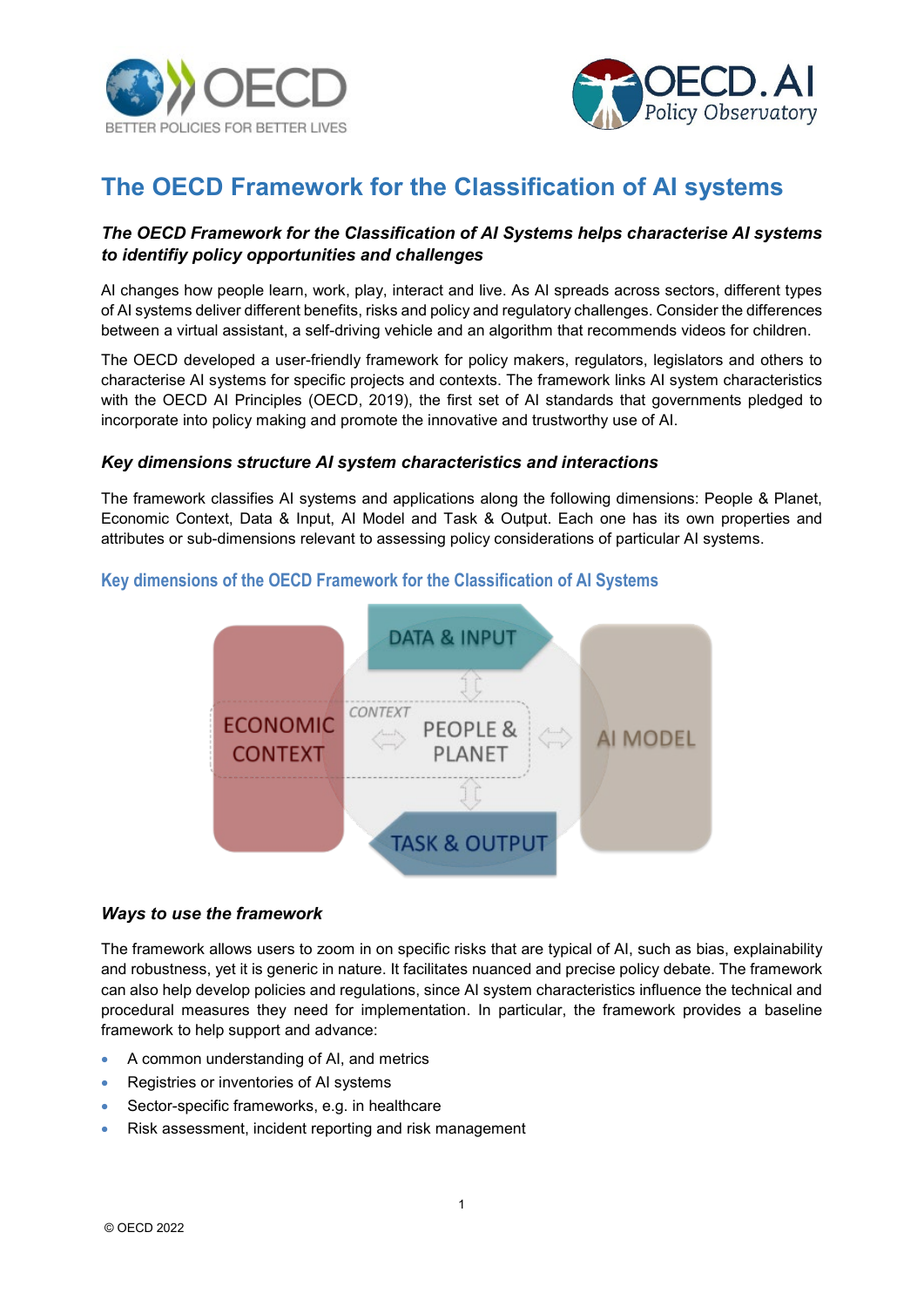# The OECD Framework for the Classification of AI systems

### *The OECD Framework for the Classification of AI Systems helps characterise AI systems to identifiy policy opportunities and challenges*

AI changes how people learn, work, play, interact and live. As AI spreads across sectors, different types of AI systems deliver different benefits, risks and policy and regulatory challenges. Consider the differences between a virtual assistant, a self-driving vehicle and an algorithm that recommends videos for children.

The OECD developed a user-friendly framework for policy makers, regulators, legislators and others to characterise AI systems for specific projects and contexts. The framework links AI system characteristics with the OECD AI Principles (OECD, 2019), the first set of AI standards that governments pledged to incorporate into policy making and promote the innovative and trustworthy use of AI.

### *Key dimensions structure AI system characteristics and interactions*

The framework classifies AI systems and applications along the following dimensions: People & Planet, Economic Context, Data & Input, AI Model and Task & Output. Each one has its own properties and attributes or sub-dimensions relevant to assessing policy considerations of particular AI systems.

#### Key dimensions of the OECD Framework for the Classification of AI Systems

DATA & INPUT

ECONOMIC CONTEXT

CONTEXT

PEOPLE & PLANET

AI MODEL

TASK & OUTPUT

### *Ways to use the framework*

The framework allows users to zoom in on specific risks that are typical of AI, such as bias, explainability and robustness, yet it is generic in nature. It facilitates nuanced and precise policy debate. The framework can also help develop policies and regulations, since AI system characteristics influence the technical and procedural measures they need for implementation. In particular, the framework provides a baseline framework to help support and advance:

- A common understanding of AI, and metrics
- Registries or inventories of AI systems
- Sector-specific frameworks, e.g. in healthcare
- Risk assessment, incident reporting and risk management

© OECD 2022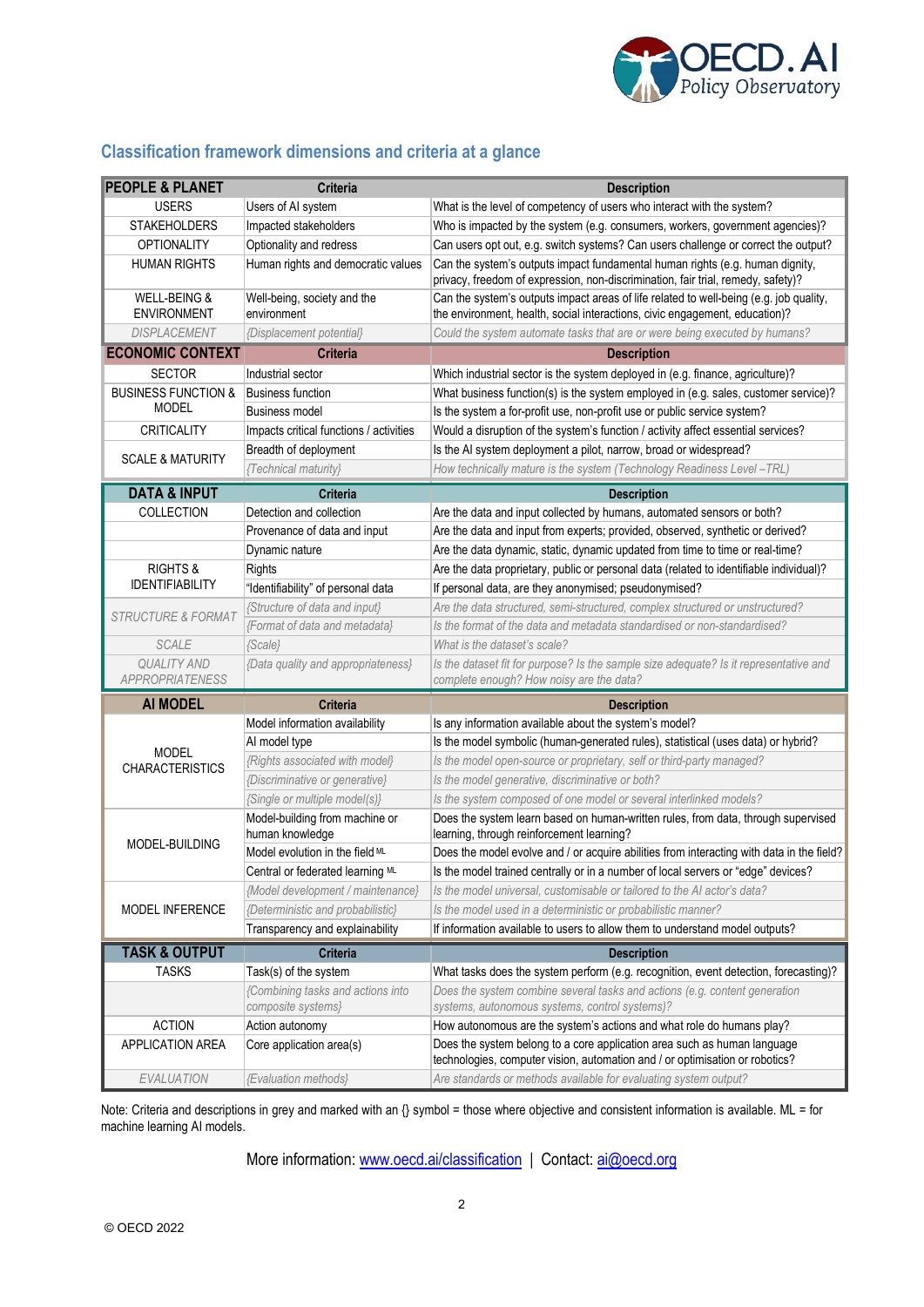## Classification framework dimensions and criteria at a glance

| PEOPLE & PLANET | Criteria | Description |
|---|---|---|
| USERS | Users of AI system | What is the level of competency of users who interact with the system? |
| STAKEHOLDERS | Impacted stakeholders | Who is impacted by the system (e.g. consumers, workers, government agencies)? |
| OPTIONALITY | Optionality and redress | Can users opt out, e.g. switch systems? Can users challenge or correct the output? |
| HUMAN RIGHTS | Human rights and democratic values | Can the system's outputs impact fundamental human rights (e.g. human dignity, privacy, freedom of expression, non-discrimination, fair trial, remedy, safety)? |
| WELL-BEING & ENVIRONMENT | Well-being, society and the environment | Can the system's outputs impact areas of life related to well-being (e.g. job quality, the environment, health, social interactions, civic engagement, education)? |
| *DISPLACEMENT* | *{Displacement potential}* | *Could the system automate tasks that are or were being executed by humans?* |
| **ECONOMIC CONTEXT** | **Criteria** | **Description** |
| SECTOR | Industrial sector | Which industrial sector is the system deployed in (e.g. finance, agriculture)? |
| BUSINESS FUNCTION & MODEL | Business function | What business function(s) is the system employed in (e.g. sales, customer service)? |
| | Business model | Is the system a for-profit use, non-profit use or public service system? |
| CRITICALITY | Impacts critical functions / activities | Would a disruption of the system's function / activity affect essential services? |
| SCALE & MATURITY | Breadth of deployment | Is the AI system deployment a pilot, narrow, broad or widespread? |
| | *{Technical maturity}* | *How technically mature is the system (Technology Readiness Level –TRL)* |
| **DATA & INPUT** | **Criteria** | **Description** |
| COLLECTION | Detection and collection | Are the data and input collected by humans, automated sensors or both? |
| | Provenance of data and input | Are the data and input from experts; provided, observed, synthetic or derived? |
| | Dynamic nature | Are the data dynamic, static, dynamic updated from time to time or real-time? |
| RIGHTS & IDENTIFIABILITY | Rights | Are the data proprietary, public or personal data (related to identifiable individual)? |
| | "Identifiability" of personal data | If personal data, are they anonymised; pseudonymised? |
| *STRUCTURE & FORMAT* | *{Structure of data and input}* | *Are the data structured, semi-structured, complex structured or unstructured?* |
| | *{Format of data and metadata}* | *Is the format of the data and metadata standardised or non-standardised?* |
| *SCALE* | *{Scale}* | *What is the dataset's scale?* |
| *QUALITY AND APPROPRIATENESS* | *{Data quality and appropriateness}* | *Is the dataset fit for purpose? Is the sample size adequate? Is it representative and complete enough? How noisy are the data?* |
| **AI MODEL** | **Criteria** | **Description** |
| MODEL CHARACTERISTICS | Model information availability | Is any information available about the system's model? |
| | AI model type | Is the model symbolic (human-generated rules), statistical (uses data) or hybrid? |
| | *{Rights associated with model}* | *Is the model open-source or proprietary, self or third-party managed?* |
| | *{Discriminative or generative}* | *Is the model generative, discriminative or both?* |
| | *{Single or multiple model(s)}* | *Is the system composed of one model or several interlinked models?* |
| MODEL-BUILDING | Model-building from machine or human knowledge | Does the system learn based on human-written rules, from data, through supervised learning, through reinforcement learning? |
| | Model evolution in the field ML | Does the model evolve and / or acquire abilities from interacting with data in the field? |
| | Central or federated learning ML | Is the model trained centrally or in a number of local servers or "edge" devices? |
| MODEL INFERENCE | *{Model development / maintenance}* | *Is the model universal, customisable or tailored to the AI actor's data?* |
| | *{Deterministic and probabilistic}* | *Is the model used in a deterministic or probabilistic manner?* |
| | Transparency and explainability | If information available to users to allow them to understand model outputs? |
| **TASK & OUTPUT** | **Criteria** | **Description** |
| TASKS | Task(s) of the system | What tasks does the system perform (e.g. recognition, event detection, forecasting)? |
| | *{Combining tasks and actions into composite systems}* | *Does the system combine several tasks and actions (e.g. content generation systems, autonomous systems, control systems)?* |
| ACTION | Action autonomy | How autonomous are the system's actions and what role do humans play? |
| APPLICATION AREA | Core application area(s) | Does the system belong to a core application area such as human language technologies, computer vision, automation and / or optimisation or robotics? |
| *EVALUATION* | *{Evaluation methods}* | *Are standards or methods available for evaluating system output?* |

Note: Criteria and descriptions in grey and marked with an {} symbol = those where objective and consistent information is available. ML = for machine learning AI models.

More information: [www.oecd.ai/classification](http://www.oecd.ai/classification) | Contact: [ai@oecd.org](mailto:ai@oecd.org)

© OECD 2022